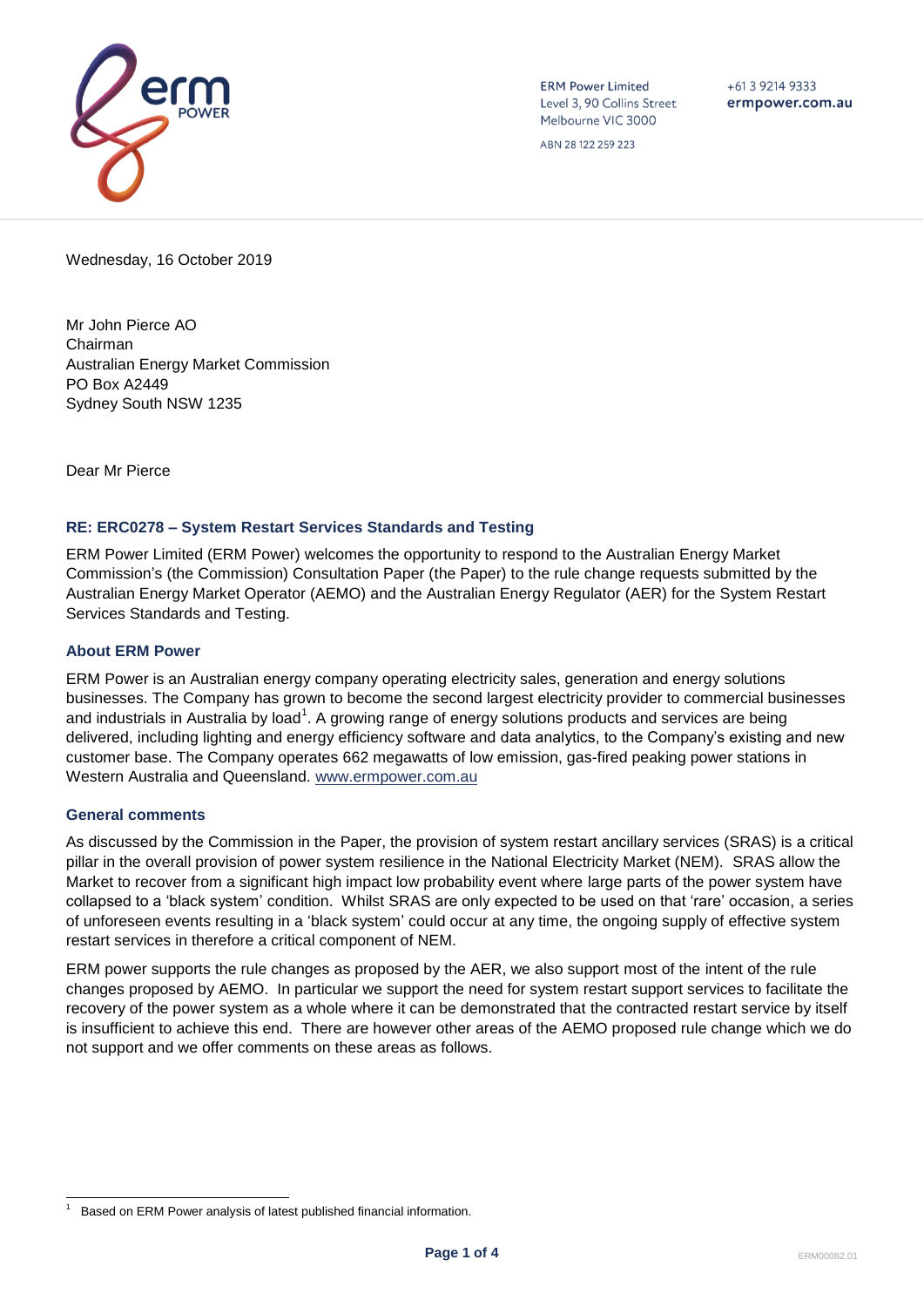ERM Power Limited
Level 3, 90 Collins Street
Melbourne VIC 3000

ABN 28 122 259 223

+61 3 9214 9333
ermpower.com.au

Wednesday, 16 October 2019

Mr John Pierce AO
Chairman
Australian Energy Market Commission
PO Box A2449
Sydney South NSW 1235

Dear Mr Pierce

### RE: ERC0278 – System Restart Services Standards and Testing

ERM Power Limited (ERM Power) welcomes the opportunity to respond to the Australian Energy Market Commission's (the Commission) Consultation Paper (the Paper) to the rule change requests submitted by the Australian Energy Market Operator (AEMO) and the Australian Energy Regulator (AER) for the System Restart Services Standards and Testing.

### About ERM Power

ERM Power is an Australian energy company operating electricity sales, generation and energy solutions businesses. The Company has grown to become the second largest electricity provider to commercial businesses and industrials in Australia by load[1]. A growing range of energy solutions products and services are being delivered, including lighting and energy efficiency software and data analytics, to the Company's existing and new customer base. The Company operates 662 megawatts of low emission, gas-fired peaking power stations in Western Australia and Queensland. www.ermpower.com.au

### General comments

As discussed by the Commission in the Paper, the provision of system restart ancillary services (SRAS) is a critical pillar in the overall provision of power system resilience in the National Electricity Market (NEM). SRAS allow the Market to recover from a significant high impact low probability event where large parts of the power system have collapsed to a 'black system' condition. Whilst SRAS are only expected to be used on that 'rare' occasion, a series of unforeseen events resulting in a 'black system' could occur at any time, the ongoing supply of effective system restart services in therefore a critical component of NEM.

ERM power supports the rule changes as proposed by the AER, we also support most of the intent of the rule changes proposed by AEMO. In particular we support the need for system restart support services to facilitate the recovery of the power system as a whole where it can be demonstrated that the contracted restart service by itself is insufficient to achieve this end. There are however other areas of the AEMO proposed rule change which we do not support and we offer comments on these areas as follows.

---

[1] Based on ERM Power analysis of latest published financial information.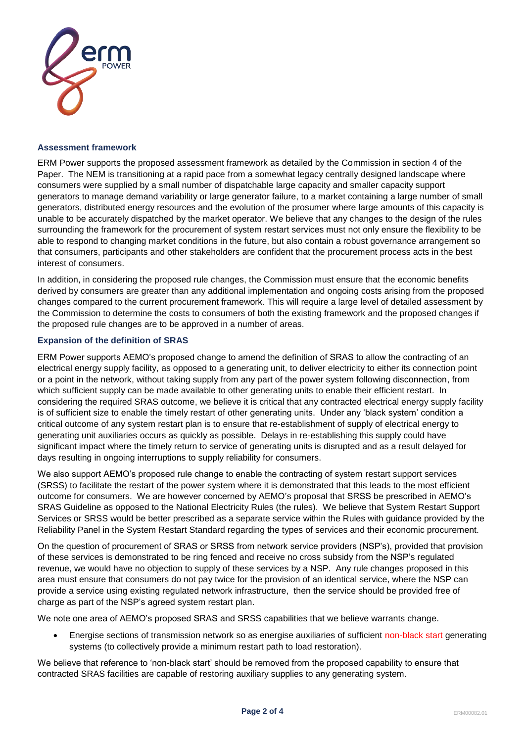### Assessment framework

ERM Power supports the proposed assessment framework as detailed by the Commission in section 4 of the Paper. The NEM is transitioning at a rapid pace from a somewhat legacy centrally designed landscape where consumers were supplied by a small number of dispatchable large capacity and smaller capacity support generators to manage demand variability or large generator failure, to a market containing a large number of small generators, distributed energy resources and the evolution of the prosumer where large amounts of this capacity is unable to be accurately dispatched by the market operator. We believe that any changes to the design of the rules surrounding the framework for the procurement of system restart services must not only ensure the flexibility to be able to respond to changing market conditions in the future, but also contain a robust governance arrangement so that consumers, participants and other stakeholders are confident that the procurement process acts in the best interest of consumers.

In addition, in considering the proposed rule changes, the Commission must ensure that the economic benefits derived by consumers are greater than any additional implementation and ongoing costs arising from the proposed changes compared to the current procurement framework. This will require a large level of detailed assessment by the Commission to determine the costs to consumers of both the existing framework and the proposed changes if the proposed rule changes are to be approved in a number of areas.

### Expansion of the definition of SRAS

ERM Power supports AEMO's proposed change to amend the definition of SRAS to allow the contracting of an electrical energy supply facility, as opposed to a generating unit, to deliver electricity to either its connection point or a point in the network, without taking supply from any part of the power system following disconnection, from which sufficient supply can be made available to other generating units to enable their efficient restart. In considering the required SRAS outcome, we believe it is critical that any contracted electrical energy supply facility is of sufficient size to enable the timely restart of other generating units. Under any 'black system' condition a critical outcome of any system restart plan is to ensure that re-establishment of supply of electrical energy to generating unit auxiliaries occurs as quickly as possible. Delays in re-establishing this supply could have significant impact where the timely return to service of generating units is disrupted and as a result delayed for days resulting in ongoing interruptions to supply reliability for consumers.

We also support AEMO's proposed rule change to enable the contracting of system restart support services (SRSS) to facilitate the restart of the power system where it is demonstrated that this leads to the most efficient outcome for consumers. We are however concerned by AEMO's proposal that SRSS be prescribed in AEMO's SRAS Guideline as opposed to the National Electricity Rules (the rules). We believe that System Restart Support Services or SRSS would be better prescribed as a separate service within the Rules with guidance provided by the Reliability Panel in the System Restart Standard regarding the types of services and their economic procurement.

On the question of procurement of SRAS or SRSS from network service providers (NSP's), provided that provision of these services is demonstrated to be ring fenced and receive no cross subsidy from the NSP's regulated revenue, we would have no objection to supply of these services by a NSP. Any rule changes proposed in this area must ensure that consumers do not pay twice for the provision of an identical service, where the NSP can provide a service using existing regulated network infrastructure, then the service should be provided free of charge as part of the NSP's agreed system restart plan.

We note one area of AEMO's proposed SRAS and SRSS capabilities that we believe warrants change.

- Energise sections of transmission network so as energise auxiliaries of sufficient non-black start generating systems (to collectively provide a minimum restart path to load restoration).

We believe that reference to 'non-black start' should be removed from the proposed capability to ensure that contracted SRAS facilities are capable of restoring auxiliary supplies to any generating system.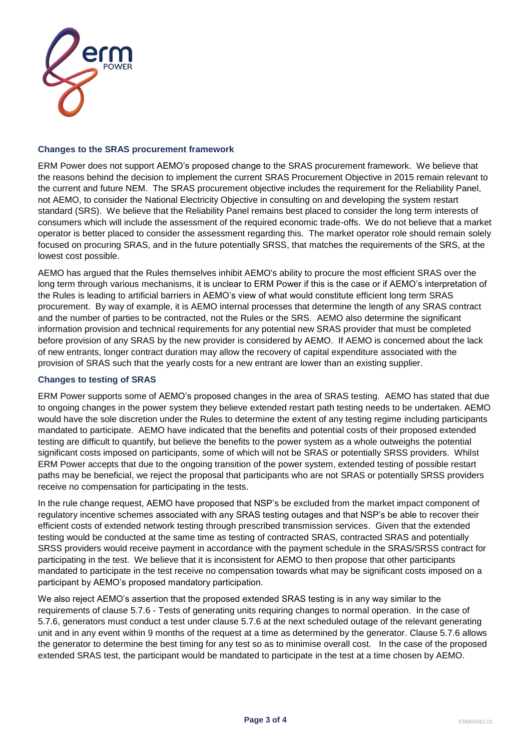### Changes to the SRAS procurement framework

ERM Power does not support AEMO's proposed change to the SRAS procurement framework. We believe that the reasons behind the decision to implement the current SRAS Procurement Objective in 2015 remain relevant to the current and future NEM. The SRAS procurement objective includes the requirement for the Reliability Panel, not AEMO, to consider the National Electricity Objective in consulting on and developing the system restart standard (SRS). We believe that the Reliability Panel remains best placed to consider the long term interests of consumers which will include the assessment of the required economic trade-offs. We do not believe that a market operator is better placed to consider the assessment regarding this. The market operator role should remain solely focused on procuring SRAS, and in the future potentially SRSS, that matches the requirements of the SRS, at the lowest cost possible.

AEMO has argued that the Rules themselves inhibit AEMO's ability to procure the most efficient SRAS over the long term through various mechanisms, it is unclear to ERM Power if this is the case or if AEMO's interpretation of the Rules is leading to artificial barriers in AEMO's view of what would constitute efficient long term SRAS procurement. By way of example, it is AEMO internal processes that determine the length of any SRAS contract and the number of parties to be contracted, not the Rules or the SRS. AEMO also determine the significant information provision and technical requirements for any potential new SRAS provider that must be completed before provision of any SRAS by the new provider is considered by AEMO. If AEMO is concerned about the lack of new entrants, longer contract duration may allow the recovery of capital expenditure associated with the provision of SRAS such that the yearly costs for a new entrant are lower than an existing supplier.

### Changes to testing of SRAS

ERM Power supports some of AEMO's proposed changes in the area of SRAS testing. AEMO has stated that due to ongoing changes in the power system they believe extended restart path testing needs to be undertaken. AEMO would have the sole discretion under the Rules to determine the extent of any testing regime including participants mandated to participate. AEMO have indicated that the benefits and potential costs of their proposed extended testing are difficult to quantify, but believe the benefits to the power system as a whole outweighs the potential significant costs imposed on participants, some of which will not be SRAS or potentially SRSS providers. Whilst ERM Power accepts that due to the ongoing transition of the power system, extended testing of possible restart paths may be beneficial, we reject the proposal that participants who are not SRAS or potentially SRSS providers receive no compensation for participating in the tests.

In the rule change request, AEMO have proposed that NSP's be excluded from the market impact component of regulatory incentive schemes associated with any SRAS testing outages and that NSP's be able to recover their efficient costs of extended network testing through prescribed transmission services. Given that the extended testing would be conducted at the same time as testing of contracted SRAS, contracted SRAS and potentially SRSS providers would receive payment in accordance with the payment schedule in the SRAS/SRSS contract for participating in the test. We believe that it is inconsistent for AEMO to then propose that other participants mandated to participate in the test receive no compensation towards what may be significant costs imposed on a participant by AEMO's proposed mandatory participation.

We also reject AEMO's assertion that the proposed extended SRAS testing is in any way similar to the requirements of clause 5.7.6 - Tests of generating units requiring changes to normal operation. In the case of 5.7.6, generators must conduct a test under clause 5.7.6 at the next scheduled outage of the relevant generating unit and in any event within 9 months of the request at a time as determined by the generator. Clause 5.7.6 allows the generator to determine the best timing for any test so as to minimise overall cost. In the case of the proposed extended SRAS test, the participant would be mandated to participate in the test at a time chosen by AEMO.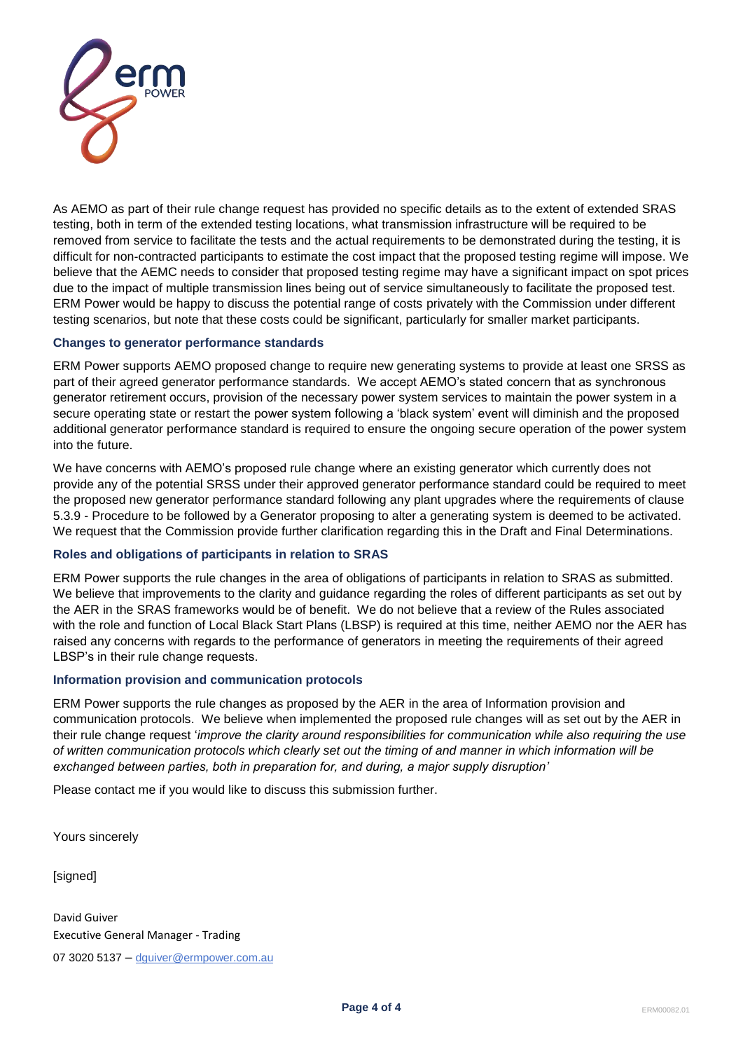As AEMO as part of their rule change request has provided no specific details as to the extent of extended SRAS testing, both in term of the extended testing locations, what transmission infrastructure will be required to be removed from service to facilitate the tests and the actual requirements to be demonstrated during the testing, it is difficult for non-contracted participants to estimate the cost impact that the proposed testing regime will impose. We believe that the AEMC needs to consider that proposed testing regime may have a significant impact on spot prices due to the impact of multiple transmission lines being out of service simultaneously to facilitate the proposed test. ERM Power would be happy to discuss the potential range of costs privately with the Commission under different testing scenarios, but note that these costs could be significant, particularly for smaller market participants.

### Changes to generator performance standards

ERM Power supports AEMO proposed change to require new generating systems to provide at least one SRSS as part of their agreed generator performance standards. We accept AEMO's stated concern that as synchronous generator retirement occurs, provision of the necessary power system services to maintain the power system in a secure operating state or restart the power system following a 'black system' event will diminish and the proposed additional generator performance standard is required to ensure the ongoing secure operation of the power system into the future.

We have concerns with AEMO's proposed rule change where an existing generator which currently does not provide any of the potential SRSS under their approved generator performance standard could be required to meet the proposed new generator performance standard following any plant upgrades where the requirements of clause 5.3.9 - Procedure to be followed by a Generator proposing to alter a generating system is deemed to be activated. We request that the Commission provide further clarification regarding this in the Draft and Final Determinations.

### Roles and obligations of participants in relation to SRAS

ERM Power supports the rule changes in the area of obligations of participants in relation to SRAS as submitted. We believe that improvements to the clarity and guidance regarding the roles of different participants as set out by the AER in the SRAS frameworks would be of benefit. We do not believe that a review of the Rules associated with the role and function of Local Black Start Plans (LBSP) is required at this time, neither AEMO nor the AER has raised any concerns with regards to the performance of generators in meeting the requirements of their agreed LBSP's in their rule change requests.

### Information provision and communication protocols

ERM Power supports the rule changes as proposed by the AER in the area of Information provision and communication protocols. We believe when implemented the proposed rule changes will as set out by the AER in their rule change request '*improve the clarity around responsibilities for communication while also requiring the use of written communication protocols which clearly set out the timing of and manner in which information will be exchanged between parties, both in preparation for, and during, a major supply disruption'*

Please contact me if you would like to discuss this submission further.

Yours sincerely

[signed]

David Guiver
Executive General Manager - Trading
07 3020 5137 – dguiver@ermpower.com.au